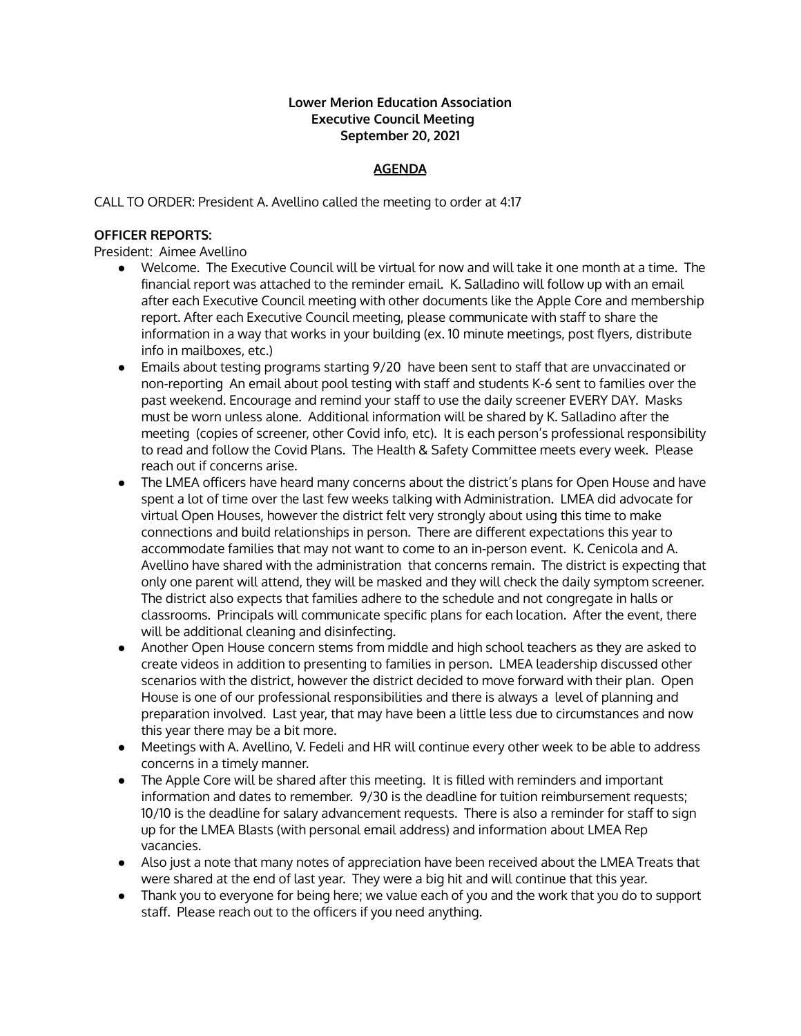**Lower Merion Education Association**
**Executive Council Meeting**
**September 20, 2021**

**AGENDA**

CALL TO ORDER: President A. Avellino called the meeting to order at 4:17

**OFFICER REPORTS:**

President: Aimee Avellino

- Welcome. The Executive Council will be virtual for now and will take it one month at a time. The financial report was attached to the reminder email. K. Salladino will follow up with an email after each Executive Council meeting with other documents like the Apple Core and membership report. After each Executive Council meeting, please communicate with staff to share the information in a way that works in your building (ex. 10 minute meetings, post flyers, distribute info in mailboxes, etc.)
- Emails about testing programs starting 9/20 have been sent to staff that are unvaccinated or non-reporting An email about pool testing with staff and students K-6 sent to families over the past weekend. Encourage and remind your staff to use the daily screener EVERY DAY. Masks must be worn unless alone. Additional information will be shared by K. Salladino after the meeting (copies of screener, other Covid info, etc). It is each person's professional responsibility to read and follow the Covid Plans. The Health & Safety Committee meets every week. Please reach out if concerns arise.
- The LMEA officers have heard many concerns about the district's plans for Open House and have spent a lot of time over the last few weeks talking with Administration. LMEA did advocate for virtual Open Houses, however the district felt very strongly about using this time to make connections and build relationships in person. There are different expectations this year to accommodate families that may not want to come to an in-person event. K. Cenicola and A. Avellino have shared with the administration that concerns remain. The district is expecting that only one parent will attend, they will be masked and they will check the daily symptom screener. The district also expects that families adhere to the schedule and not congregate in halls or classrooms. Principals will communicate specific plans for each location. After the event, there will be additional cleaning and disinfecting.
- Another Open House concern stems from middle and high school teachers as they are asked to create videos in addition to presenting to families in person. LMEA leadership discussed other scenarios with the district, however the district decided to move forward with their plan. Open House is one of our professional responsibilities and there is always a level of planning and preparation involved. Last year, that may have been a little less due to circumstances and now this year there may be a bit more.
- Meetings with A. Avellino, V. Fedeli and HR will continue every other week to be able to address concerns in a timely manner.
- The Apple Core will be shared after this meeting. It is filled with reminders and important information and dates to remember. 9/30 is the deadline for tuition reimbursement requests; 10/10 is the deadline for salary advancement requests. There is also a reminder for staff to sign up for the LMEA Blasts (with personal email address) and information about LMEA Rep vacancies.
- Also just a note that many notes of appreciation have been received about the LMEA Treats that were shared at the end of last year. They were a big hit and will continue that this year.
- Thank you to everyone for being here; we value each of you and the work that you do to support staff. Please reach out to the officers if you need anything.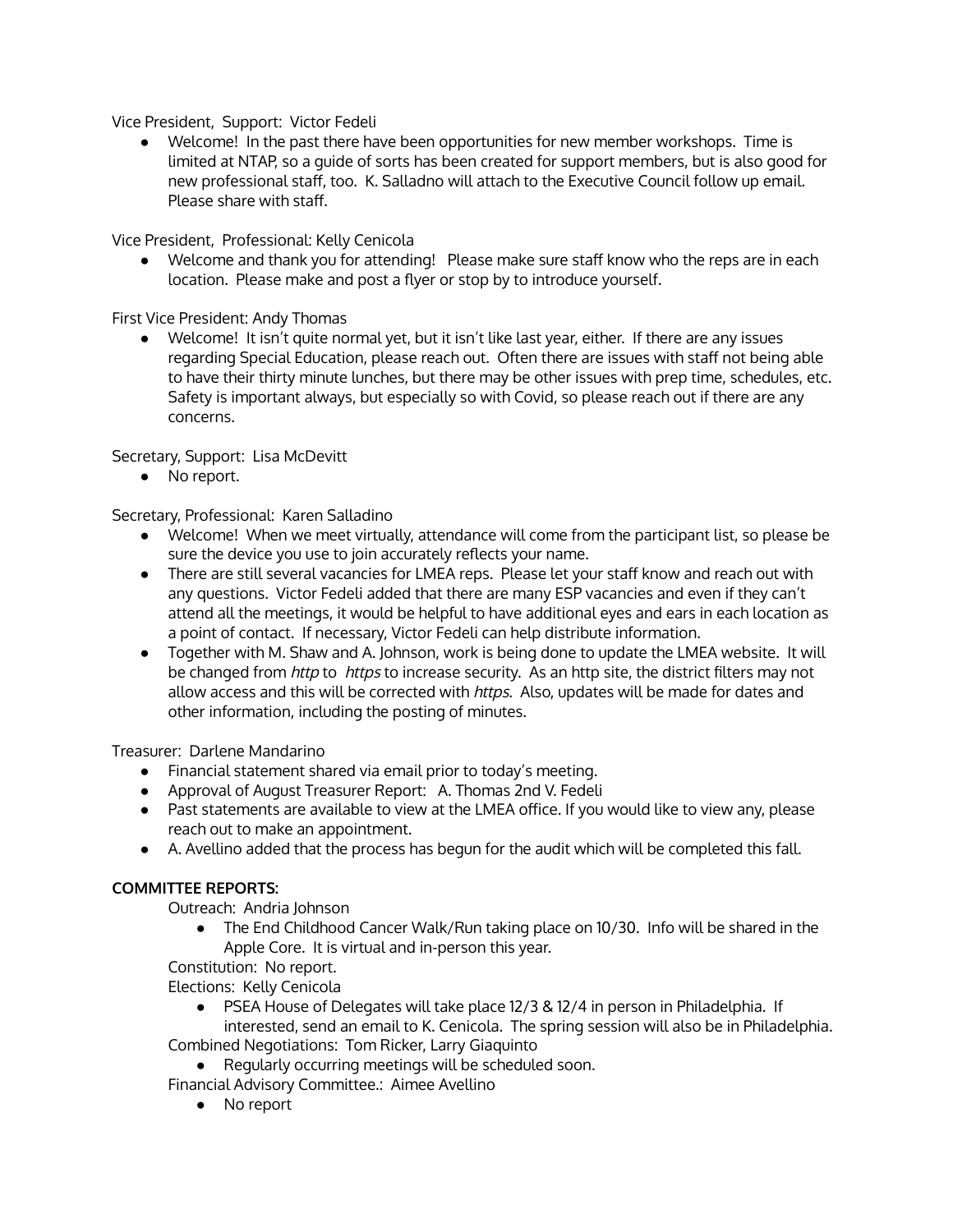Vice President, Support: Victor Fedeli

- Welcome! In the past there have been opportunities for new member workshops. Time is limited at NTAP, so a guide of sorts has been created for support members, but is also good for new professional staff, too. K. Salladno will attach to the Executive Council follow up email. Please share with staff.

Vice President, Professional: Kelly Cenicola

- Welcome and thank you for attending! Please make sure staff know who the reps are in each location. Please make and post a flyer or stop by to introduce yourself.

First Vice President: Andy Thomas

- Welcome! It isn't quite normal yet, but it isn't like last year, either. If there are any issues regarding Special Education, please reach out. Often there are issues with staff not being able to have their thirty minute lunches, but there may be other issues with prep time, schedules, etc. Safety is important always, but especially so with Covid, so please reach out if there are any concerns.

Secretary, Support: Lisa McDevitt

- No report.

Secretary, Professional: Karen Salladino

- Welcome! When we meet virtually, attendance will come from the participant list, so please be sure the device you use to join accurately reflects your name.
- There are still several vacancies for LMEA reps. Please let your staff know and reach out with any questions. Victor Fedeli added that there are many ESP vacancies and even if they can't attend all the meetings, it would be helpful to have additional eyes and ears in each location as a point of contact. If necessary, Victor Fedeli can help distribute information.
- Together with M. Shaw and A. Johnson, work is being done to update the LMEA website. It will be changed from *http* to *https* to increase security. As an http site, the district filters may not allow access and this will be corrected with *https*. Also, updates will be made for dates and other information, including the posting of minutes.

Treasurer: Darlene Mandarino

- Financial statement shared via email prior to today's meeting.
- Approval of August Treasurer Report: A. Thomas 2nd V. Fedeli
- Past statements are available to view at the LMEA office. If you would like to view any, please reach out to make an appointment.
- A. Avellino added that the process has begun for the audit which will be completed this fall.

**COMMITTEE REPORTS:**

Outreach: Andria Johnson

- The End Childhood Cancer Walk/Run taking place on 10/30. Info will be shared in the Apple Core. It is virtual and in-person this year.

Constitution: No report.

Elections: Kelly Cenicola

- PSEA House of Delegates will take place 12/3 & 12/4 in person in Philadelphia. If interested, send an email to K. Cenicola. The spring session will also be in Philadelphia.

Combined Negotiations: Tom Ricker, Larry Giaquinto

- Regularly occurring meetings will be scheduled soon.

Financial Advisory Committee.: Aimee Avellino

- No report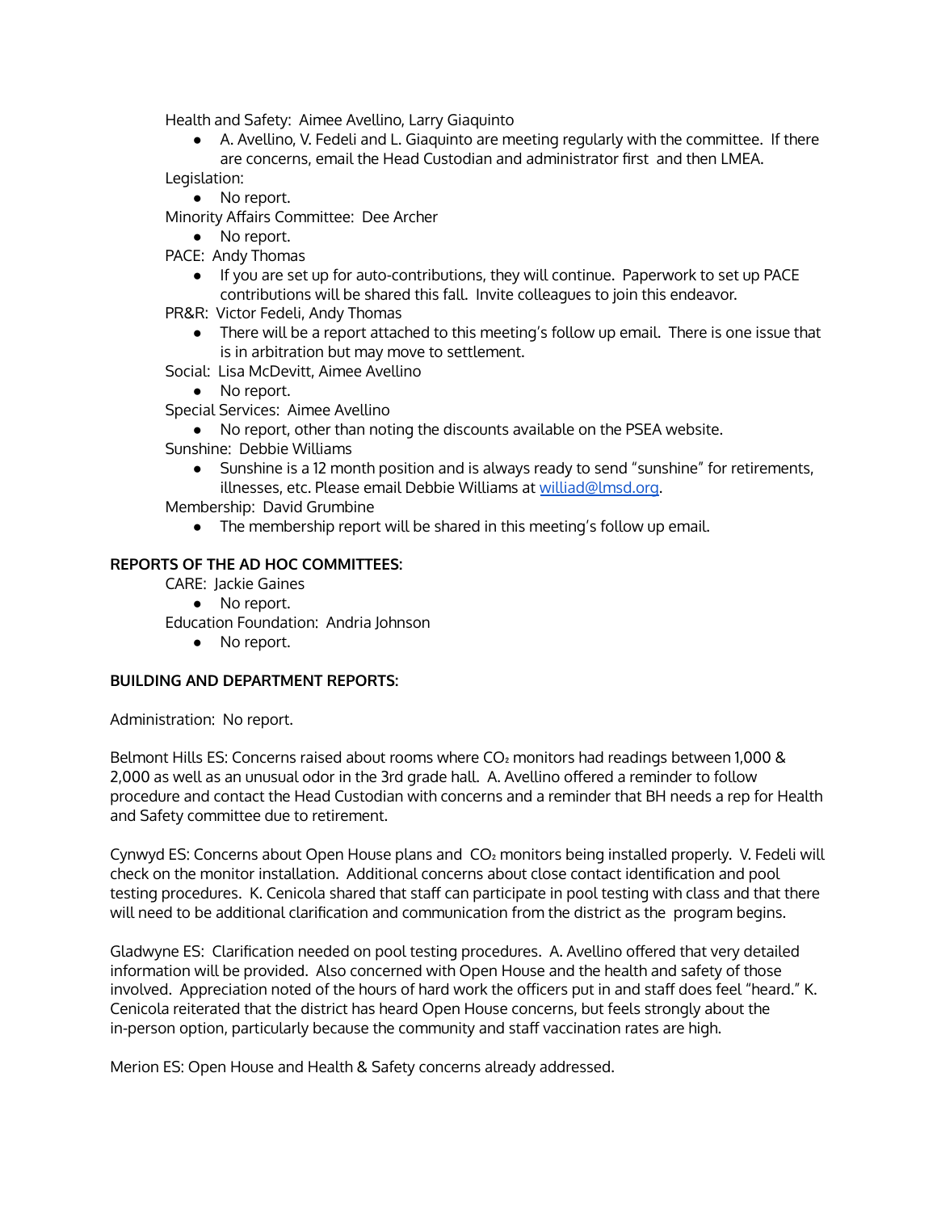Health and Safety: Aimee Avellino, Larry Giaquinto

- A. Avellino, V. Fedeli and L. Giaquinto are meeting regularly with the committee. If there are concerns, email the Head Custodian and administrator first and then LMEA.

Legislation:

- No report.

Minority Affairs Committee: Dee Archer

- No report.

PACE: Andy Thomas

- If you are set up for auto-contributions, they will continue. Paperwork to set up PACE contributions will be shared this fall. Invite colleagues to join this endeavor.

PR&R: Victor Fedeli, Andy Thomas

- There will be a report attached to this meeting's follow up email. There is one issue that is in arbitration but may move to settlement.

Social: Lisa McDevitt, Aimee Avellino

- No report.

Special Services: Aimee Avellino

- No report, other than noting the discounts available on the PSEA website.

Sunshine: Debbie Williams

- Sunshine is a 12 month position and is always ready to send "sunshine" for retirements, illnesses, etc. Please email Debbie Williams at williad@lmsd.org.

Membership: David Grumbine

- The membership report will be shared in this meeting's follow up email.

**REPORTS OF THE AD HOC COMMITTEES:**

CARE: Jackie Gaines

- No report.

Education Foundation: Andria Johnson

- No report.

**BUILDING AND DEPARTMENT REPORTS:**

Administration: No report.

Belmont Hills ES: Concerns raised about rooms where $CO_2$ monitors had readings between 1,000 & 2,000 as well as an unusual odor in the 3rd grade hall. A. Avellino offered a reminder to follow procedure and contact the Head Custodian with concerns and a reminder that BH needs a rep for Health and Safety committee due to retirement.

Cynwyd ES: Concerns about Open House plans and $CO_2$ monitors being installed properly. V. Fedeli will check on the monitor installation. Additional concerns about close contact identification and pool testing procedures. K. Cenicola shared that staff can participate in pool testing with class and that there will need to be additional clarification and communication from the district as the program begins.

Gladwyne ES: Clarification needed on pool testing procedures. A. Avellino offered that very detailed information will be provided. Also concerned with Open House and the health and safety of those involved. Appreciation noted of the hours of hard work the officers put in and staff does feel "heard." K. Cenicola reiterated that the district has heard Open House concerns, but feels strongly about the in-person option, particularly because the community and staff vaccination rates are high.

Merion ES: Open House and Health & Safety concerns already addressed.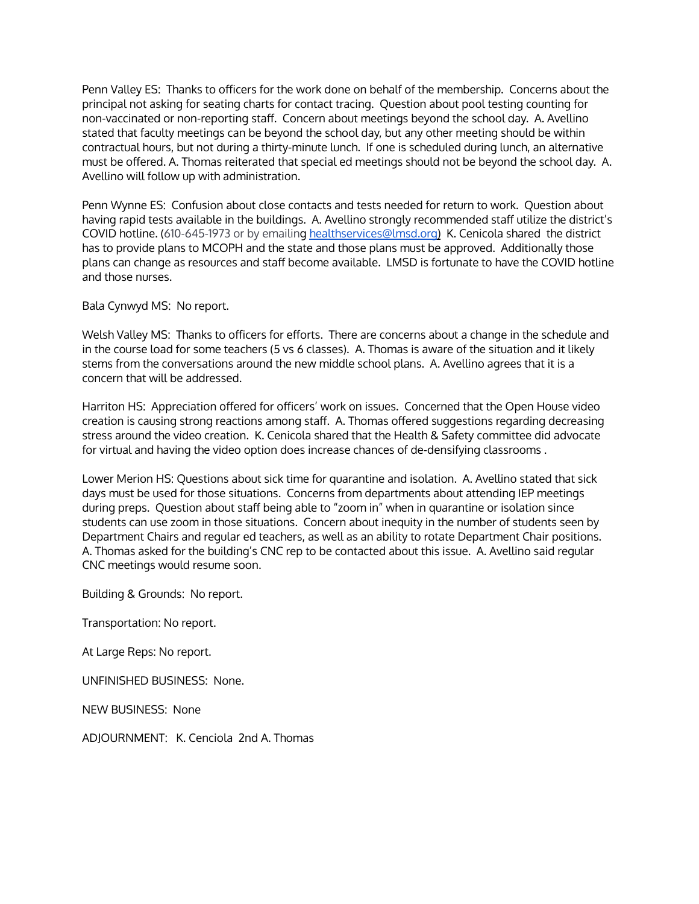Penn Valley ES: Thanks to officers for the work done on behalf of the membership. Concerns about the principal not asking for seating charts for contact tracing. Question about pool testing counting for non-vaccinated or non-reporting staff. Concern about meetings beyond the school day. A. Avellino stated that faculty meetings can be beyond the school day, but any other meeting should be within contractual hours, but not during a thirty-minute lunch. If one is scheduled during lunch, an alternative must be offered. A. Thomas reiterated that special ed meetings should not be beyond the school day. A. Avellino will follow up with administration.

Penn Wynne ES: Confusion about close contacts and tests needed for return to work. Question about having rapid tests available in the buildings. A. Avellino strongly recommended staff utilize the district's COVID hotline. (610-645-1973 or by emailing healthservices@lmsd.org) K. Cenicola shared the district has to provide plans to MCOPH and the state and those plans must be approved. Additionally those plans can change as resources and staff become available. LMSD is fortunate to have the COVID hotline and those nurses.

Bala Cynwyd MS: No report.

Welsh Valley MS: Thanks to officers for efforts. There are concerns about a change in the schedule and in the course load for some teachers (5 vs 6 classes). A. Thomas is aware of the situation and it likely stems from the conversations around the new middle school plans. A. Avellino agrees that it is a concern that will be addressed.

Harriton HS: Appreciation offered for officers' work on issues. Concerned that the Open House video creation is causing strong reactions among staff. A. Thomas offered suggestions regarding decreasing stress around the video creation. K. Cenicola shared that the Health & Safety committee did advocate for virtual and having the video option does increase chances of de-densifying classrooms .

Lower Merion HS: Questions about sick time for quarantine and isolation. A. Avellino stated that sick days must be used for those situations. Concerns from departments about attending IEP meetings during preps. Question about staff being able to "zoom in" when in quarantine or isolation since students can use zoom in those situations. Concern about inequity in the number of students seen by Department Chairs and regular ed teachers, as well as an ability to rotate Department Chair positions. A. Thomas asked for the building's CNC rep to be contacted about this issue. A. Avellino said regular CNC meetings would resume soon.

Building & Grounds: No report.

Transportation: No report.

At Large Reps: No report.

UNFINISHED BUSINESS: None.

NEW BUSINESS: None

ADJOURNMENT: K. Cenciola 2nd A. Thomas